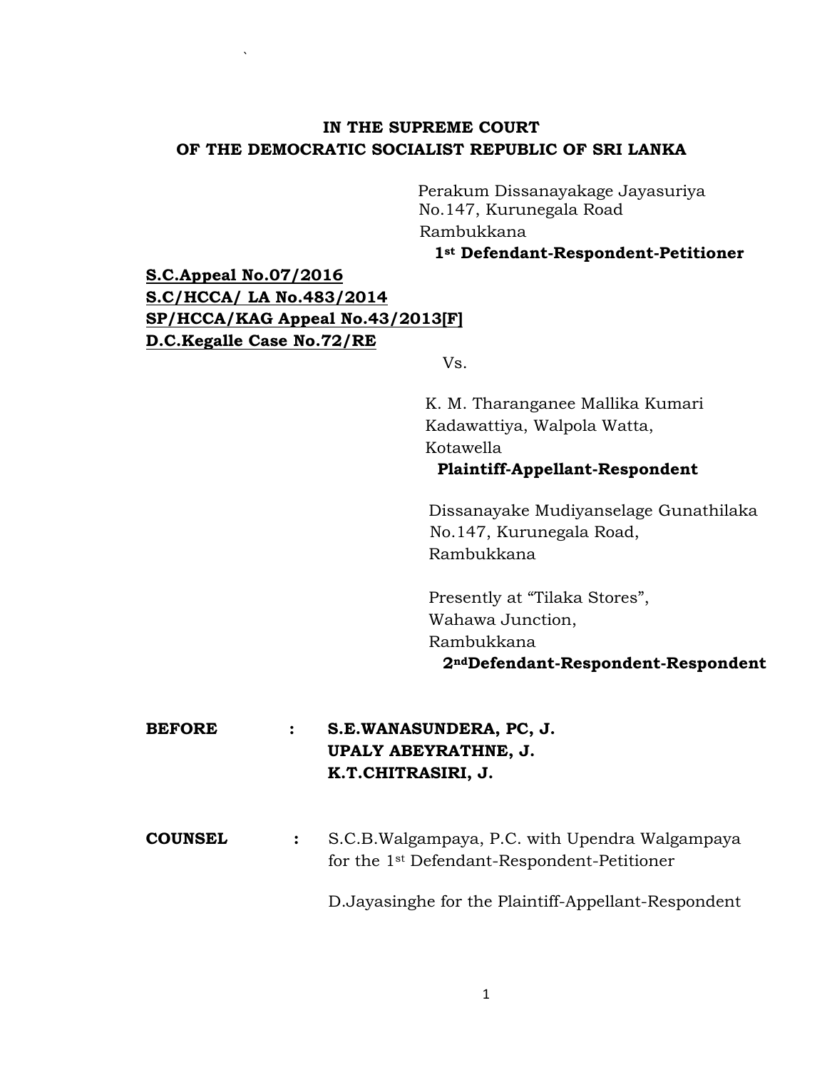**IN THE SUPREME COURT**
**OF THE DEMOCRATIC SOCIALIST REPUBLIC OF SRI LANKA**

Perakum Dissanayakage Jayasuriya
No.147, Kurunegala Road
Rambukkana
**1st Defendant-Respondent-Petitioner**

**S.C.Appeal No.07/2016**
**S.C/HCCA/ LA No.483/2014**
**SP/HCCA/KAG Appeal No.43/2013[F]**
**D.C.Kegalle Case No.72/RE**

Vs.

K. M. Tharanganee Mallika Kumari
Kadawattiya, Walpola Watta,
Kotawella
**Plaintiff-Appellant-Respondent**

Dissanayake Mudiyanselage Gunathilaka
No.147, Kurunegala Road,
Rambukkana

Presently at "Tilaka Stores",
Wahawa Junction,
Rambukkana
**2ndDefendant-Respondent-Respondent**

**BEFORE :** **S.E.WANASUNDERA, PC, J.**
**UPALY ABEYRATHNE, J.**
**K.T.CHITRASIRI, J.**

**COUNSEL :** S.C.B.Walgampaya, P.C. with Upendra Walgampaya for the 1st Defendant-Respondent-Petitioner

D.Jayasinghe for the Plaintiff-Appellant-Respondent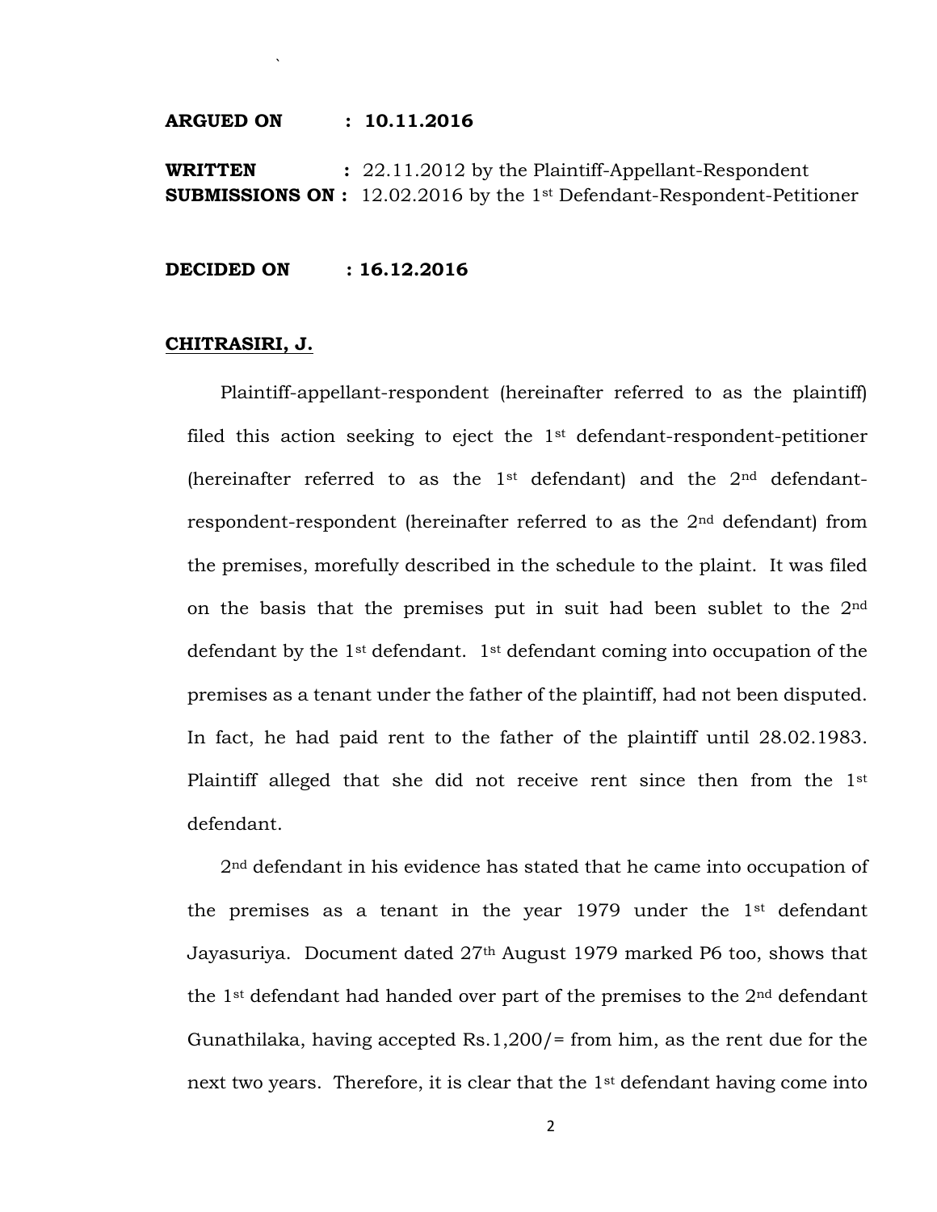**ARGUED ON : 10.11.2016**

**WRITTEN SUBMISSIONS ON :** 22.11.2012 by the Plaintiff-Appellant-Respondent
12.02.2016 by the 1st Defendant-Respondent-Petitioner

**DECIDED ON : 16.12.2016**

**CHITRASIRI, J.**

Plaintiff-appellant-respondent (hereinafter referred to as the plaintiff) filed this action seeking to eject the 1st defendant-respondent-petitioner (hereinafter referred to as the 1st defendant) and the 2nd defendant-respondent-respondent (hereinafter referred to as the 2nd defendant) from the premises, morefully described in the schedule to the plaint. It was filed on the basis that the premises put in suit had been sublet to the 2nd defendant by the 1st defendant. 1st defendant coming into occupation of the premises as a tenant under the father of the plaintiff, had not been disputed. In fact, he had paid rent to the father of the plaintiff until 28.02.1983. Plaintiff alleged that she did not receive rent since then from the 1st defendant.

2nd defendant in his evidence has stated that he came into occupation of the premises as a tenant in the year 1979 under the 1st defendant Jayasuriya. Document dated 27th August 1979 marked P6 too, shows that the 1st defendant had handed over part of the premises to the 2nd defendant Gunathilaka, having accepted Rs.1,200/= from him, as the rent due for the next two years. Therefore, it is clear that the 1st defendant having come into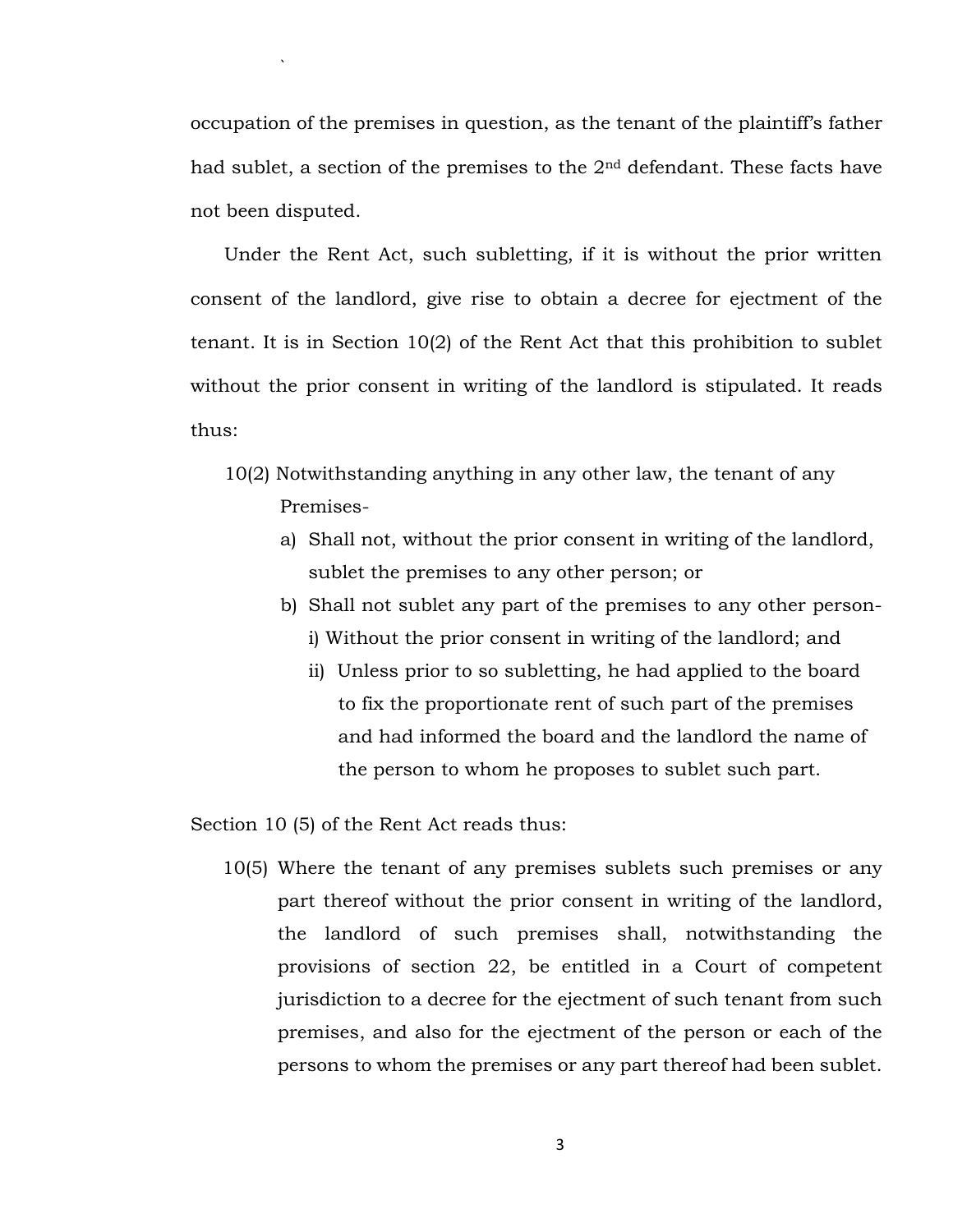occupation of the premises in question, as the tenant of the plaintiff's father had sublet, a section of the premises to the 2nd defendant. These facts have not been disputed.

Under the Rent Act, such subletting, if it is without the prior written consent of the landlord, give rise to obtain a decree for ejectment of the tenant. It is in Section 10(2) of the Rent Act that this prohibition to sublet without the prior consent in writing of the landlord is stipulated. It reads thus:

> 10(2) Notwithstanding anything in any other law, the tenant of any Premises-
>
> a) Shall not, without the prior consent in writing of the landlord, sublet the premises to any other person; or
>
> b) Shall not sublet any part of the premises to any other person-
>
> i) Without the prior consent in writing of the landlord; and
>
> ii) Unless prior to so subletting, he had applied to the board to fix the proportionate rent of such part of the premises and had informed the board and the landlord the name of the person to whom he proposes to sublet such part.

Section 10 (5) of the Rent Act reads thus:

> 10(5) Where the tenant of any premises sublets such premises or any part thereof without the prior consent in writing of the landlord, the landlord of such premises shall, notwithstanding the provisions of section 22, be entitled in a Court of competent jurisdiction to a decree for the ejectment of such tenant from such premises, and also for the ejectment of the person or each of the persons to whom the premises or any part thereof had been sublet.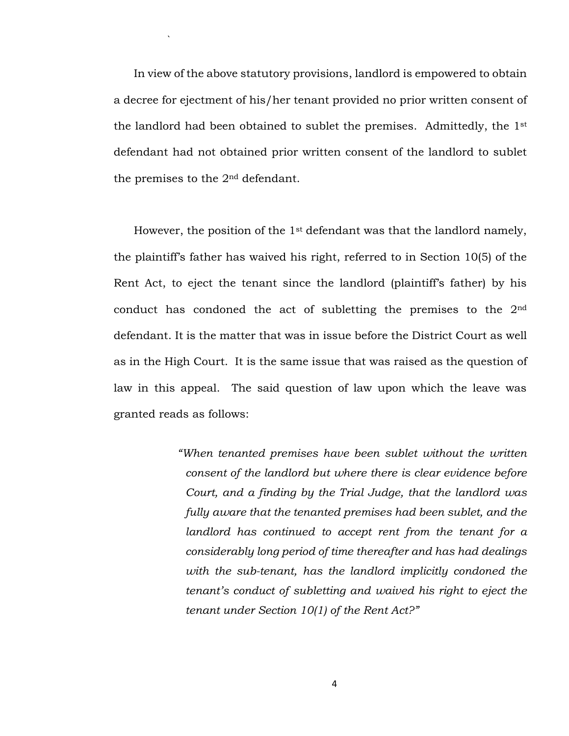In view of the above statutory provisions, landlord is empowered to obtain a decree for ejectment of his/her tenant provided no prior written consent of the landlord had been obtained to sublet the premises. Admittedly, the 1st defendant had not obtained prior written consent of the landlord to sublet the premises to the 2nd defendant.

However, the position of the 1st defendant was that the landlord namely, the plaintiff's father has waived his right, referred to in Section 10(5) of the Rent Act, to eject the tenant since the landlord (plaintiff's father) by his conduct has condoned the act of subletting the premises to the 2nd defendant. It is the matter that was in issue before the District Court as well as in the High Court. It is the same issue that was raised as the question of law in this appeal. The said question of law upon which the leave was granted reads as follows:

> *"When tenanted premises have been sublet without the written consent of the landlord but where there is clear evidence before Court, and a finding by the Trial Judge, that the landlord was fully aware that the tenanted premises had been sublet, and the landlord has continued to accept rent from the tenant for a considerably long period of time thereafter and has had dealings with the sub-tenant, has the landlord implicitly condoned the tenant's conduct of subletting and waived his right to eject the tenant under Section 10(1) of the Rent Act?"*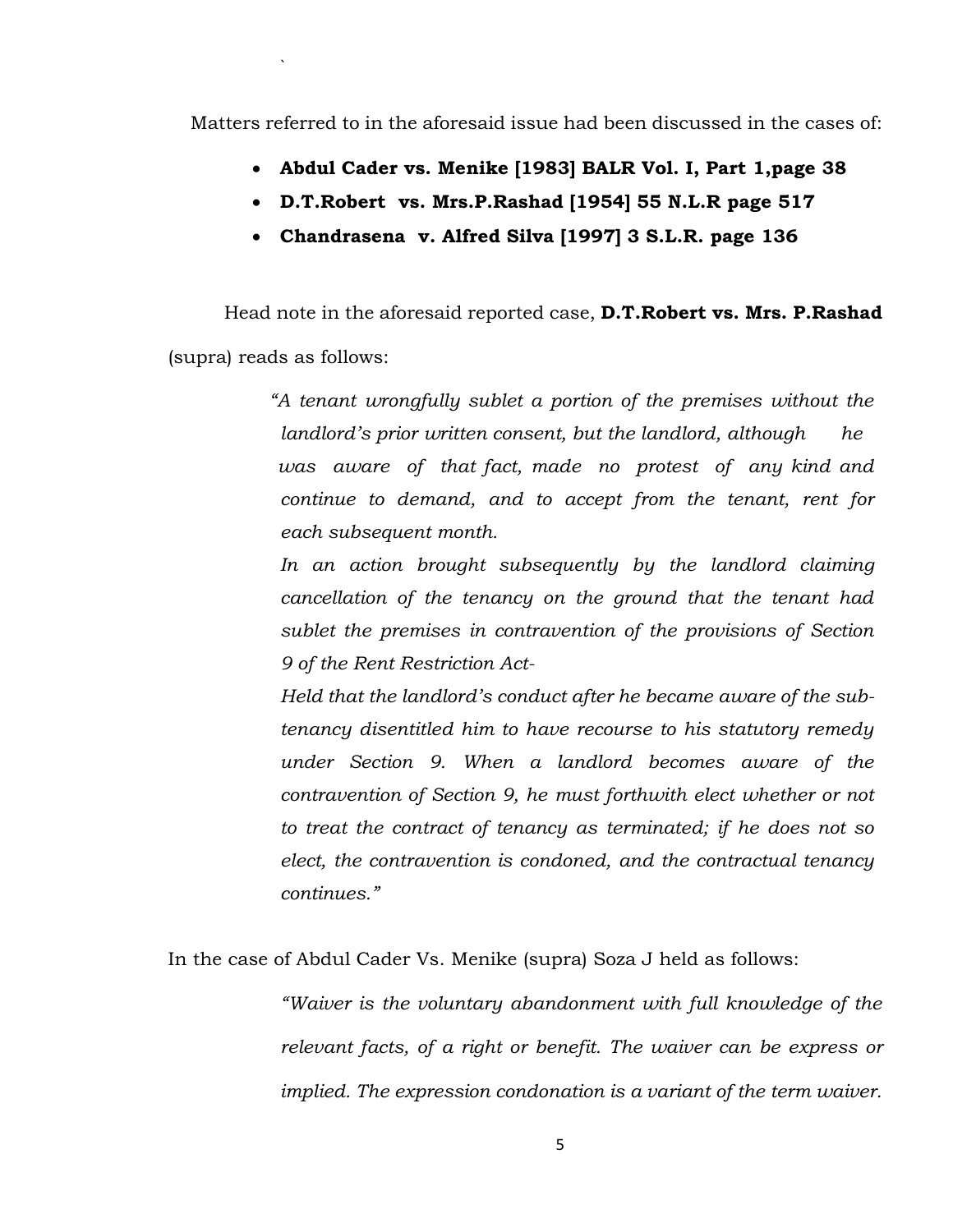Matters referred to in the aforesaid issue had been discussed in the cases of:

- **Abdul Cader vs. Menike [1983] BALR Vol. I, Part 1,page 38**
- **D.T.Robert vs. Mrs.P.Rashad [1954] 55 N.L.R page 517**
- **Chandrasena v. Alfred Silva [1997] 3 S.L.R. page 136**

Head note in the aforesaid reported case, **D.T.Robert vs. Mrs. P.Rashad** (supra) reads as follows:

> *"A tenant wrongfully sublet a portion of the premises without the landlord's prior written consent, but the landlord, although he was aware of that fact, made no protest of any kind and continue to demand, and to accept from the tenant, rent for each subsequent month.*
>
> *In an action brought subsequently by the landlord claiming cancellation of the tenancy on the ground that the tenant had sublet the premises in contravention of the provisions of Section 9 of the Rent Restriction Act-*
>
> *Held that the landlord's conduct after he became aware of the sub-tenancy disentitled him to have recourse to his statutory remedy under Section 9. When a landlord becomes aware of the contravention of Section 9, he must forthwith elect whether or not to treat the contract of tenancy as terminated; if he does not so elect, the contravention is condoned, and the contractual tenancy continues."*

In the case of Abdul Cader Vs. Menike (supra) Soza J held as follows:

> *"Waiver is the voluntary abandonment with full knowledge of the relevant facts, of a right or benefit. The waiver can be express or implied. The expression condonation is a variant of the term waiver.*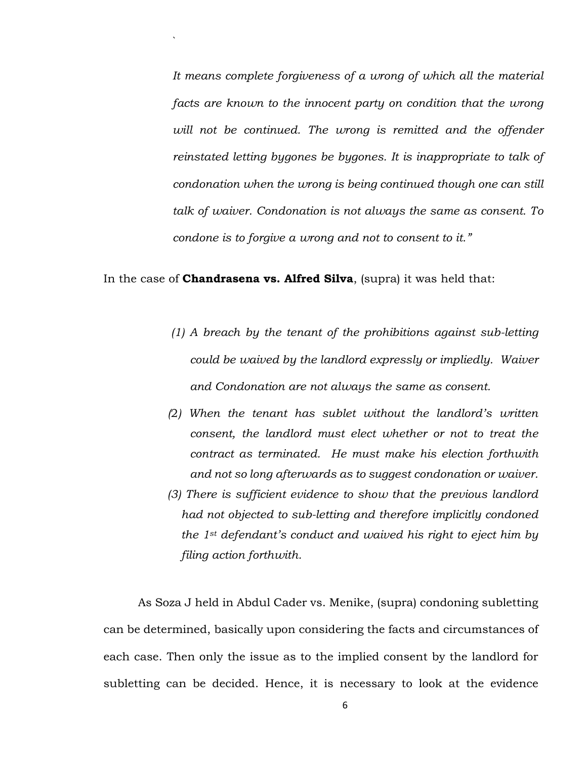> *It means complete forgiveness of a wrong of which all the material facts are known to the innocent party on condition that the wrong will not be continued. The wrong is remitted and the offender reinstated letting bygones be bygones. It is inappropriate to talk of condonation when the wrong is being continued though one can still talk of waiver. Condonation is not always the same as consent. To condone is to forgive a wrong and not to consent to it."*

In the case of **Chandrasena vs. Alfred Silva**, (supra) it was held that:

> *(1) A breach by the tenant of the prohibitions against sub-letting could be waived by the landlord expressly or impliedly. Waiver and Condonation are not always the same as consent.*
>
> *(2) When the tenant has sublet without the landlord's written consent, the landlord must elect whether or not to treat the contract as terminated. He must make his election forthwith and not so long afterwards as to suggest condonation or waiver.*
>
> *(3) There is sufficient evidence to show that the previous landlord had not objected to sub-letting and therefore implicitly condoned the 1st defendant's conduct and waived his right to eject him by filing action forthwith.*

As Soza J held in Abdul Cader vs. Menike, (supra) condoning subletting can be determined, basically upon considering the facts and circumstances of each case. Then only the issue as to the implied consent by the landlord for subletting can be decided. Hence, it is necessary to look at the evidence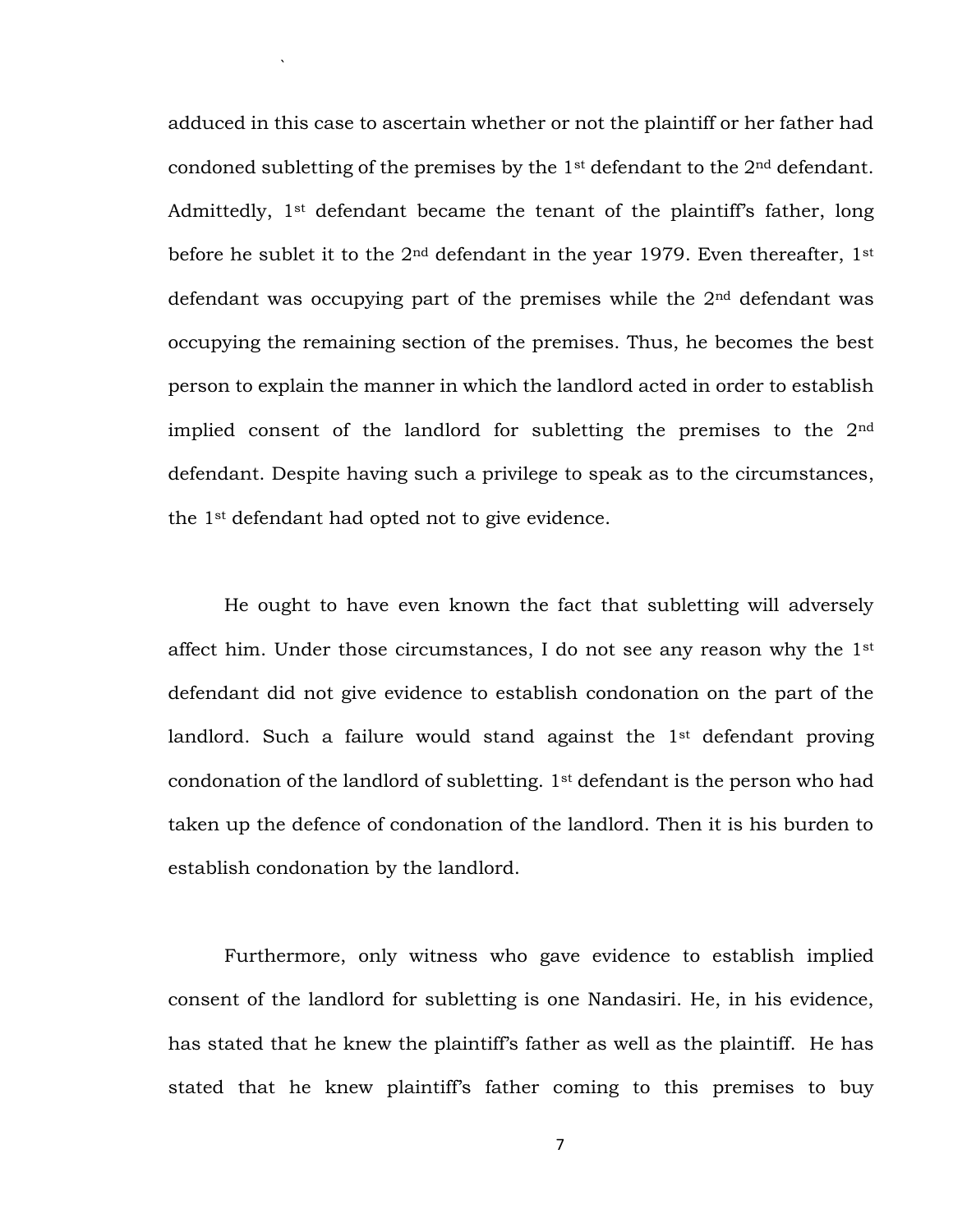adduced in this case to ascertain whether or not the plaintiff or her father had condoned subletting of the premises by the 1st defendant to the 2nd defendant. Admittedly, 1st defendant became the tenant of the plaintiff's father, long before he sublet it to the 2nd defendant in the year 1979. Even thereafter, 1st defendant was occupying part of the premises while the 2nd defendant was occupying the remaining section of the premises. Thus, he becomes the best person to explain the manner in which the landlord acted in order to establish implied consent of the landlord for subletting the premises to the 2nd defendant. Despite having such a privilege to speak as to the circumstances, the 1st defendant had opted not to give evidence.

He ought to have even known the fact that subletting will adversely affect him. Under those circumstances, I do not see any reason why the 1st defendant did not give evidence to establish condonation on the part of the landlord. Such a failure would stand against the 1st defendant proving condonation of the landlord of subletting. 1st defendant is the person who had taken up the defence of condonation of the landlord. Then it is his burden to establish condonation by the landlord.

Furthermore, only witness who gave evidence to establish implied consent of the landlord for subletting is one Nandasiri. He, in his evidence, has stated that he knew the plaintiff's father as well as the plaintiff. He has stated that he knew plaintiff's father coming to this premises to buy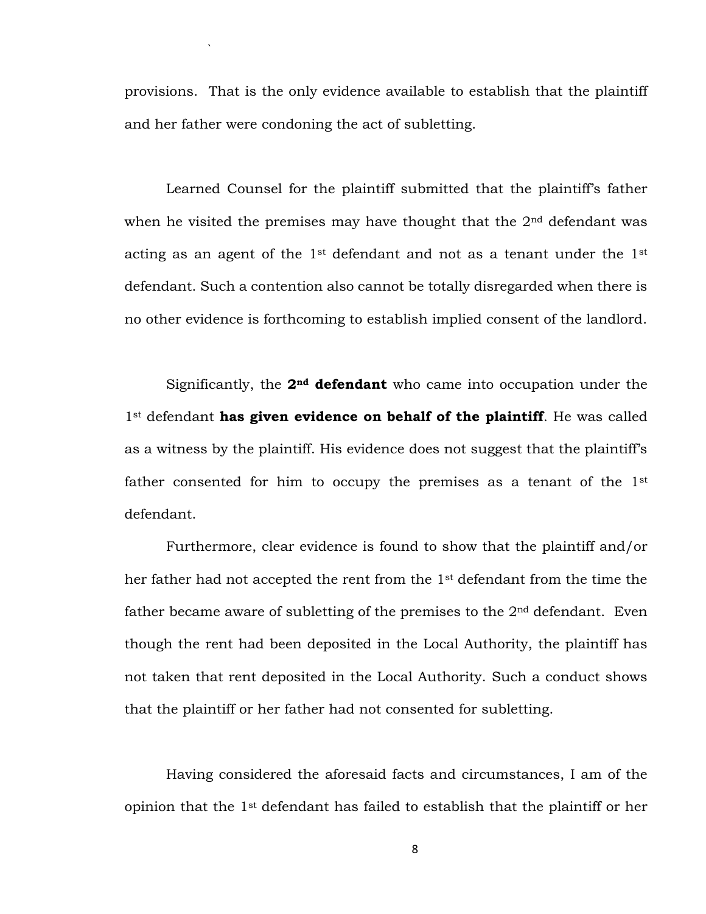provisions. That is the only evidence available to establish that the plaintiff and her father were condoning the act of subletting.

Learned Counsel for the plaintiff submitted that the plaintiff's father when he visited the premises may have thought that the 2nd defendant was acting as an agent of the 1st defendant and not as a tenant under the 1st defendant. Such a contention also cannot be totally disregarded when there is no other evidence is forthcoming to establish implied consent of the landlord.

Significantly, the **2nd defendant** who came into occupation under the 1st defendant **has given evidence on behalf of the plaintiff**. He was called as a witness by the plaintiff. His evidence does not suggest that the plaintiff's father consented for him to occupy the premises as a tenant of the 1st defendant.

Furthermore, clear evidence is found to show that the plaintiff and/or her father had not accepted the rent from the 1st defendant from the time the father became aware of subletting of the premises to the 2nd defendant. Even though the rent had been deposited in the Local Authority, the plaintiff has not taken that rent deposited in the Local Authority. Such a conduct shows that the plaintiff or her father had not consented for subletting.

Having considered the aforesaid facts and circumstances, I am of the opinion that the 1st defendant has failed to establish that the plaintiff or her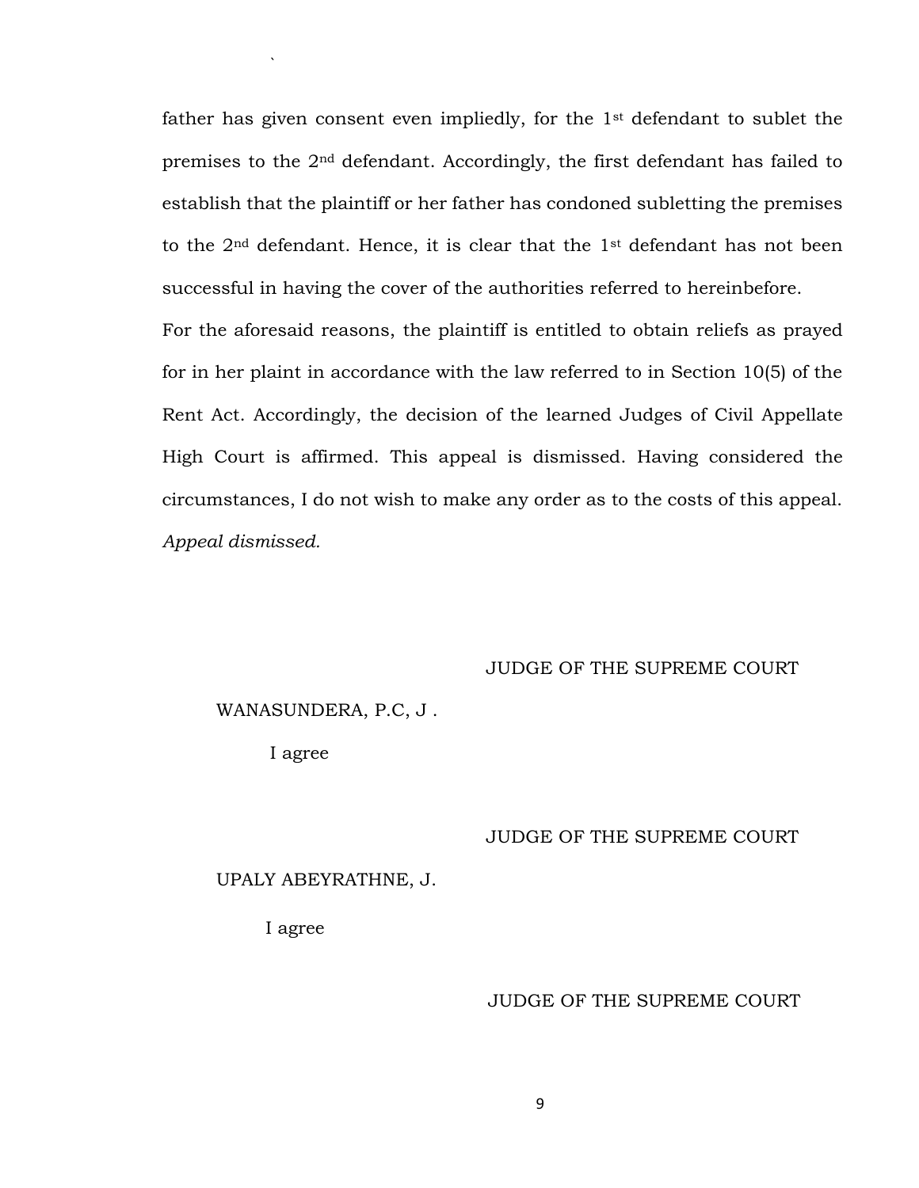father has given consent even impliedly, for the 1st defendant to sublet the premises to the 2nd defendant. Accordingly, the first defendant has failed to establish that the plaintiff or her father has condoned subletting the premises to the 2nd defendant. Hence, it is clear that the 1st defendant has not been successful in having the cover of the authorities referred to hereinbefore.

For the aforesaid reasons, the plaintiff is entitled to obtain reliefs as prayed for in her plaint in accordance with the law referred to in Section 10(5) of the Rent Act. Accordingly, the decision of the learned Judges of Civil Appellate High Court is affirmed. This appeal is dismissed. Having considered the circumstances, I do not wish to make any order as to the costs of this appeal.

*Appeal dismissed.*

JUDGE OF THE SUPREME COURT

WANASUNDERA, P.C, J .

I agree

JUDGE OF THE SUPREME COURT

UPALY ABEYRATHNE, J.

I agree

JUDGE OF THE SUPREME COURT